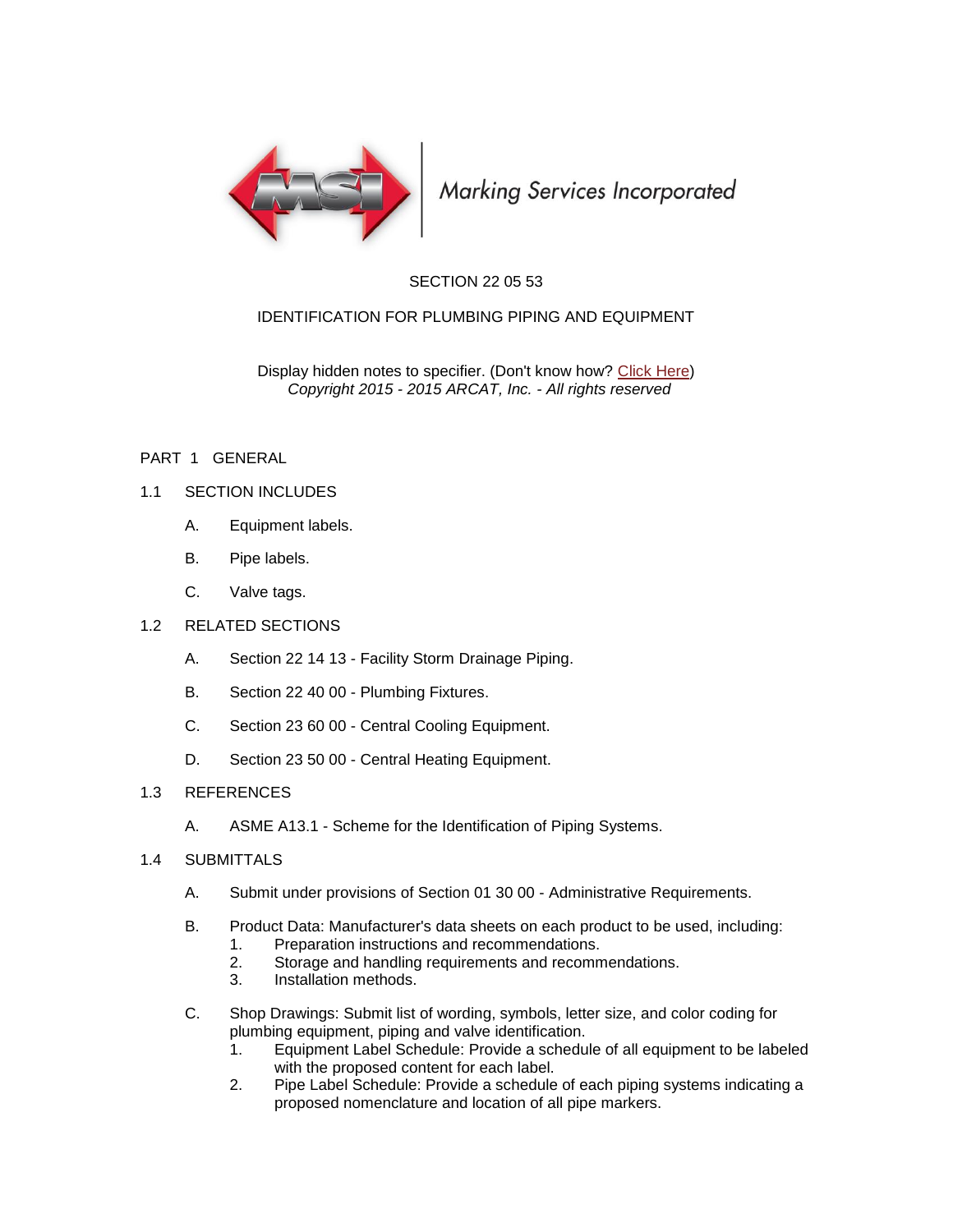Marking Services Incorporated

# SECTION 22 05 53

# IDENTIFICATION FOR PLUMBING PIPING AND EQUIPMENT

Display hidden notes to specifier. (Don't know how? Click Here)
*Copyright 2015 - 2015 ARCAT, Inc. - All rights reserved*

## PART 1 GENERAL

### 1.1 SECTION INCLUDES

A. Equipment labels.

B. Pipe labels.

C. Valve tags.

### 1.2 RELATED SECTIONS

A. Section 22 14 13 - Facility Storm Drainage Piping.

B. Section 22 40 00 - Plumbing Fixtures.

C. Section 23 60 00 - Central Cooling Equipment.

D. Section 23 50 00 - Central Heating Equipment.

### 1.3 REFERENCES

A. ASME A13.1 - Scheme for the Identification of Piping Systems.

### 1.4 SUBMITTALS

A. Submit under provisions of Section 01 30 00 - Administrative Requirements.

B. Product Data: Manufacturer's data sheets on each product to be used, including:
   1. Preparation instructions and recommendations.
   2. Storage and handling requirements and recommendations.
   3. Installation methods.

C. Shop Drawings: Submit list of wording, symbols, letter size, and color coding for plumbing equipment, piping and valve identification.
   1. Equipment Label Schedule: Provide a schedule of all equipment to be labeled with the proposed content for each label.
   2. Pipe Label Schedule: Provide a schedule of each piping systems indicating a proposed nomenclature and location of all pipe markers.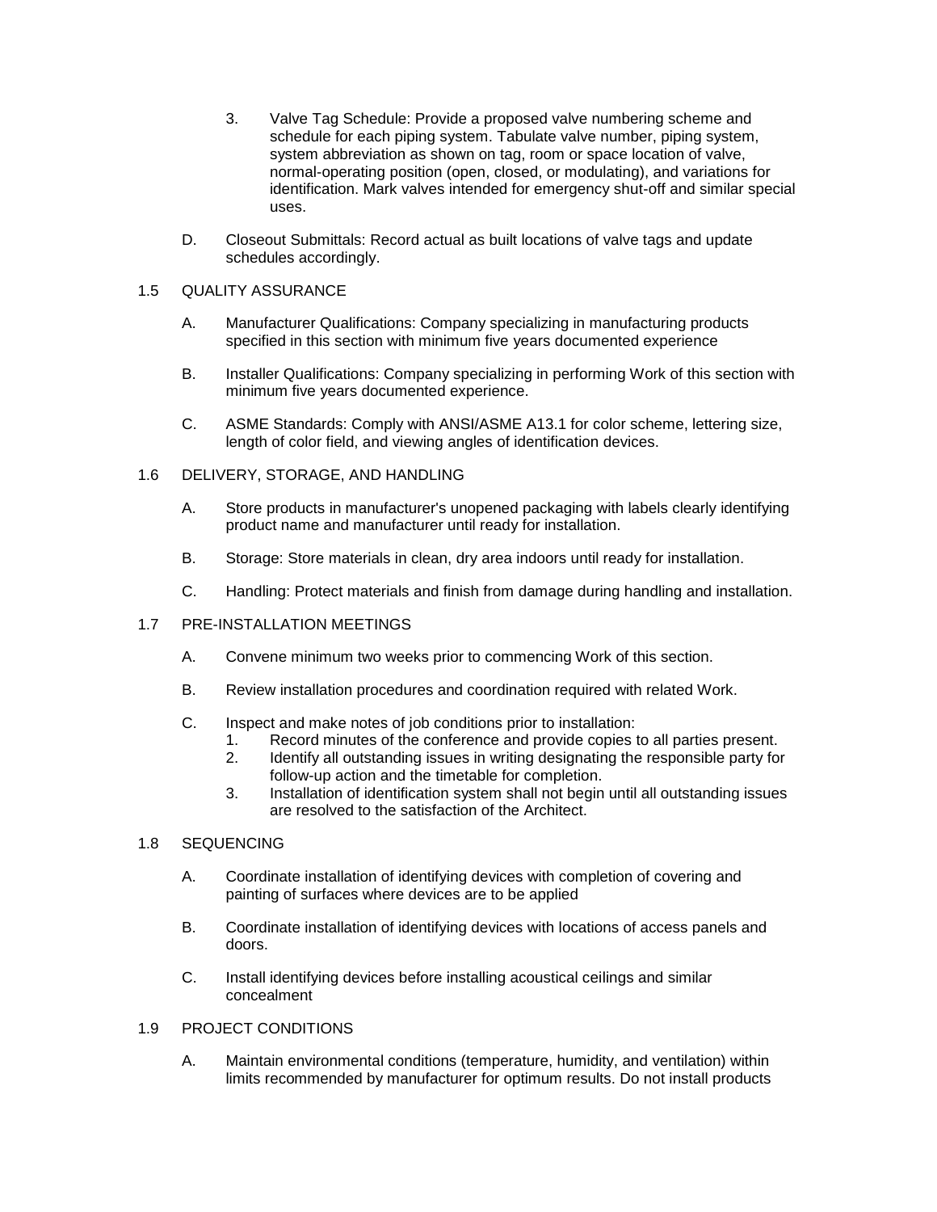3. Valve Tag Schedule: Provide a proposed valve numbering scheme and schedule for each piping system. Tabulate valve number, piping system, system abbreviation as shown on tag, room or space location of valve, normal-operating position (open, closed, or modulating), and variations for identification. Mark valves intended for emergency shut-off and similar special uses.

D. Closeout Submittals: Record actual as built locations of valve tags and update schedules accordingly.

## 1.5 QUALITY ASSURANCE

A. Manufacturer Qualifications: Company specializing in manufacturing products specified in this section with minimum five years documented experience

B. Installer Qualifications: Company specializing in performing Work of this section with minimum five years documented experience.

C. ASME Standards: Comply with ANSI/ASME A13.1 for color scheme, lettering size, length of color field, and viewing angles of identification devices.

## 1.6 DELIVERY, STORAGE, AND HANDLING

A. Store products in manufacturer's unopened packaging with labels clearly identifying product name and manufacturer until ready for installation.

B. Storage: Store materials in clean, dry area indoors until ready for installation.

C. Handling: Protect materials and finish from damage during handling and installation.

## 1.7 PRE-INSTALLATION MEETINGS

A. Convene minimum two weeks prior to commencing Work of this section.

B. Review installation procedures and coordination required with related Work.

C. Inspect and make notes of job conditions prior to installation:
   1. Record minutes of the conference and provide copies to all parties present.
   2. Identify all outstanding issues in writing designating the responsible party for follow-up action and the timetable for completion.
   3. Installation of identification system shall not begin until all outstanding issues are resolved to the satisfaction of the Architect.

## 1.8 SEQUENCING

A. Coordinate installation of identifying devices with completion of covering and painting of surfaces where devices are to be applied

B. Coordinate installation of identifying devices with locations of access panels and doors.

C. Install identifying devices before installing acoustical ceilings and similar concealment

## 1.9 PROJECT CONDITIONS

A. Maintain environmental conditions (temperature, humidity, and ventilation) within limits recommended by manufacturer for optimum results. Do not install products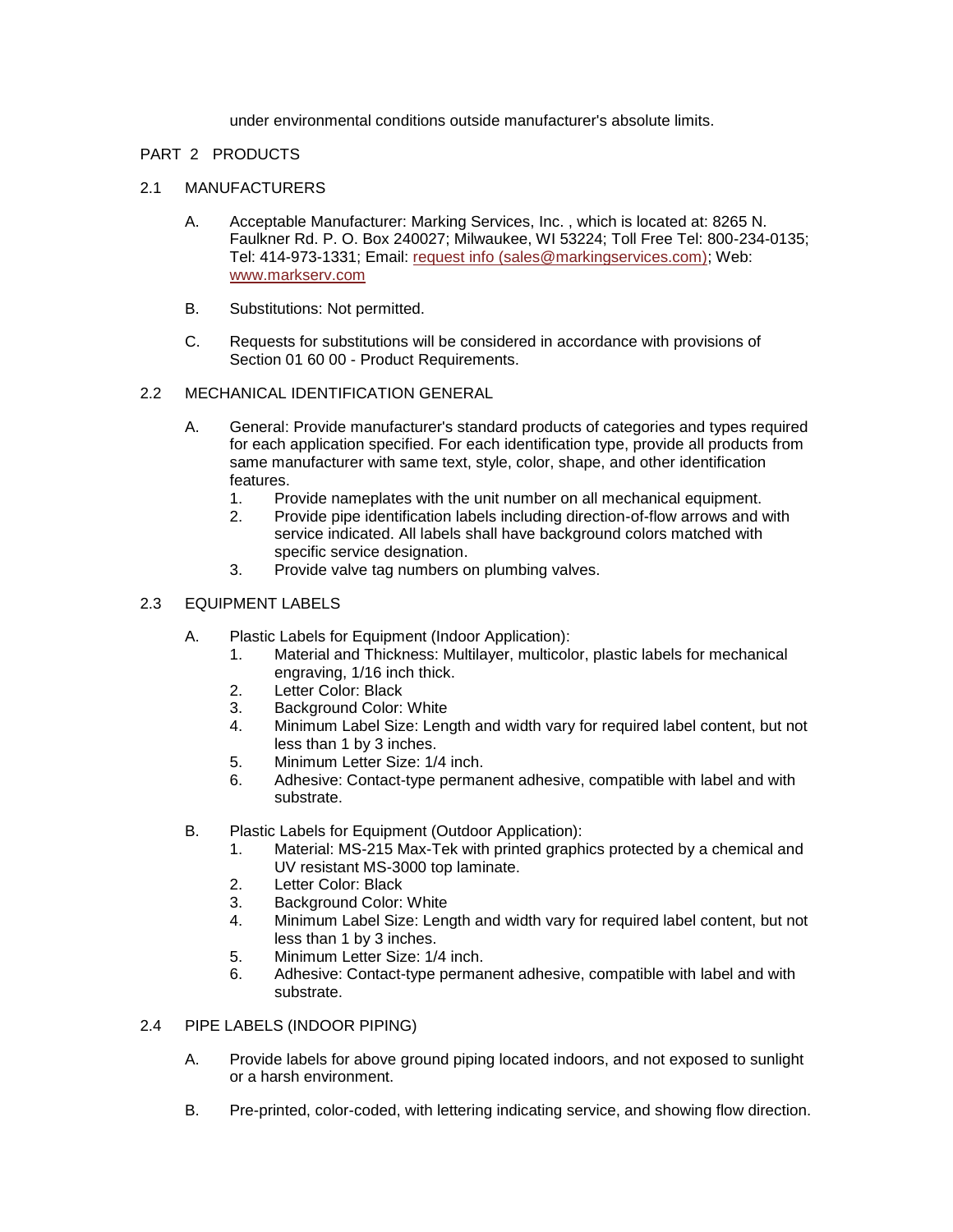under environmental conditions outside manufacturer's absolute limits.

## PART 2 PRODUCTS

### 2.1 MANUFACTURERS

A. Acceptable Manufacturer: Marking Services, Inc. , which is located at: 8265 N. Faulkner Rd. P. O. Box 240027; Milwaukee, WI 53224; Toll Free Tel: 800-234-0135; Tel: 414-973-1331; Email: [request info (sales@markingservices.com)](mailto:sales@markingservices.com); Web: [www.markserv.com](http://www.markserv.com)

B. Substitutions: Not permitted.

C. Requests for substitutions will be considered in accordance with provisions of Section 01 60 00 - Product Requirements.

### 2.2 MECHANICAL IDENTIFICATION GENERAL

A. General: Provide manufacturer's standard products of categories and types required for each application specified. For each identification type, provide all products from same manufacturer with same text, style, color, shape, and other identification features.
   1. Provide nameplates with the unit number on all mechanical equipment.
   2. Provide pipe identification labels including direction-of-flow arrows and with service indicated. All labels shall have background colors matched with specific service designation.
   3. Provide valve tag numbers on plumbing valves.

### 2.3 EQUIPMENT LABELS

A. Plastic Labels for Equipment (Indoor Application):
   1. Material and Thickness: Multilayer, multicolor, plastic labels for mechanical engraving, 1/16 inch thick.
   2. Letter Color: Black
   3. Background Color: White
   4. Minimum Label Size: Length and width vary for required label content, but not less than 1 by 3 inches.
   5. Minimum Letter Size: 1/4 inch.
   6. Adhesive: Contact-type permanent adhesive, compatible with label and with substrate.

B. Plastic Labels for Equipment (Outdoor Application):
   1. Material: MS-215 Max-Tek with printed graphics protected by a chemical and UV resistant MS-3000 top laminate.
   2. Letter Color: Black
   3. Background Color: White
   4. Minimum Label Size: Length and width vary for required label content, but not less than 1 by 3 inches.
   5. Minimum Letter Size: 1/4 inch.
   6. Adhesive: Contact-type permanent adhesive, compatible with label and with substrate.

### 2.4 PIPE LABELS (INDOOR PIPING)

A. Provide labels for above ground piping located indoors, and not exposed to sunlight or a harsh environment.

B. Pre-printed, color-coded, with lettering indicating service, and showing flow direction.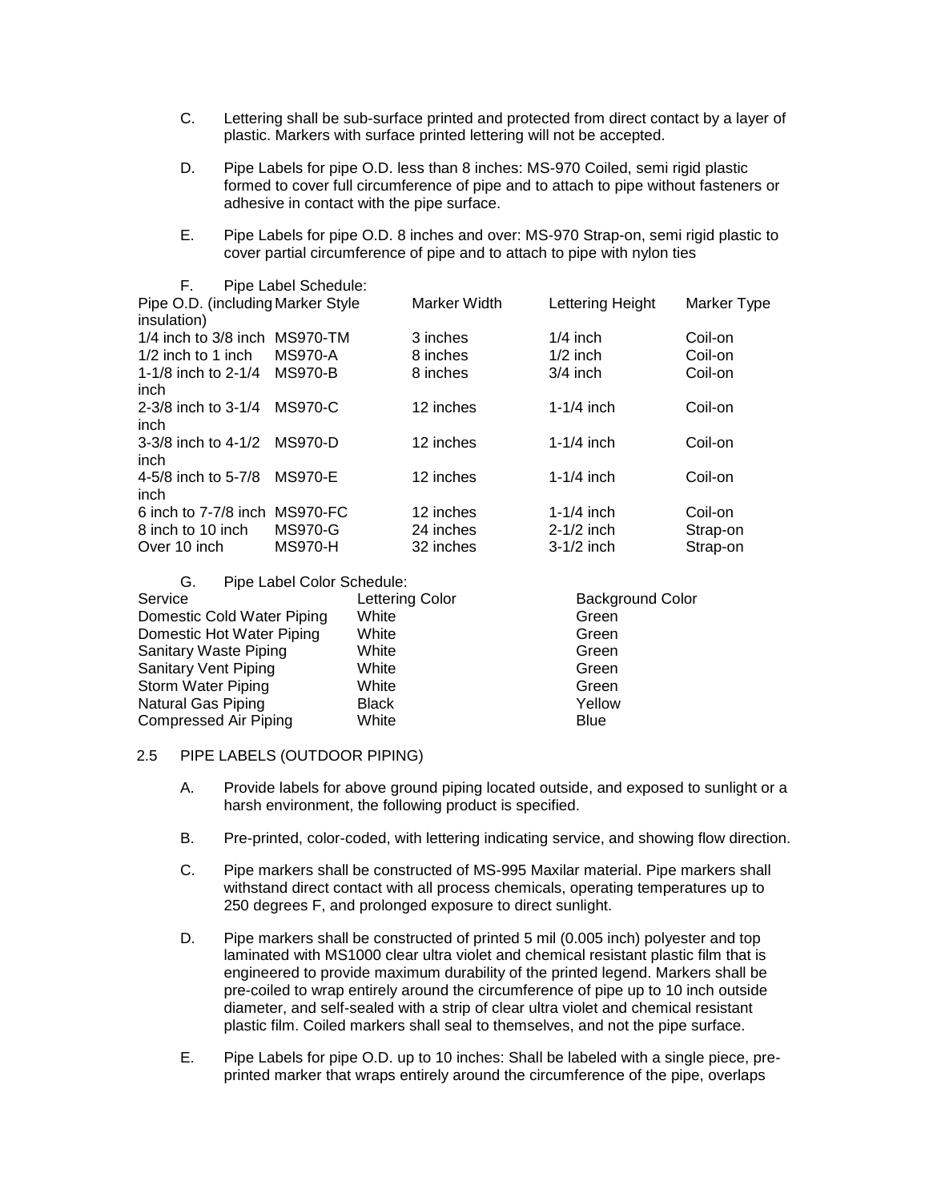C. Lettering shall be sub-surface printed and protected from direct contact by a layer of plastic. Markers with surface printed lettering will not be accepted.

D. Pipe Labels for pipe O.D. less than 8 inches: MS-970 Coiled, semi rigid plastic formed to cover full circumference of pipe and to attach to pipe without fasteners or adhesive in contact with the pipe surface.

E. Pipe Labels for pipe O.D. 8 inches and over: MS-970 Strap-on, semi rigid plastic to cover partial circumference of pipe and to attach to pipe with nylon ties

F. Pipe Label Schedule:

| Pipe O.D. (including insulation) | Marker Style | Marker Width | Lettering Height | Marker Type |
|---|---|---|---|---|
| 1/4 inch to 3/8 inch | MS970-TM | 3 inches | 1/4 inch | Coil-on |
| 1/2 inch to 1 inch | MS970-A | 8 inches | 1/2 inch | Coil-on |
| 1-1/8 inch to 2-1/4 inch | MS970-B | 8 inches | 3/4 inch | Coil-on |
| 2-3/8 inch to 3-1/4 inch | MS970-C | 12 inches | 1-1/4 inch | Coil-on |
| 3-3/8 inch to 4-1/2 inch | MS970-D | 12 inches | 1-1/4 inch | Coil-on |
| 4-5/8 inch to 5-7/8 inch | MS970-E | 12 inches | 1-1/4 inch | Coil-on |
| 6 inch to 7-7/8 inch | MS970-FC | 12 inches | 1-1/4 inch | Coil-on |
| 8 inch to 10 inch | MS970-G | 24 inches | 2-1/2 inch | Strap-on |
| Over 10 inch | MS970-H | 32 inches | 3-1/2 inch | Strap-on |

G. Pipe Label Color Schedule:

| Service | Lettering Color | Background Color |
|---|---|---|
| Domestic Cold Water Piping | White | Green |
| Domestic Hot Water Piping | White | Green |
| Sanitary Waste Piping | White | Green |
| Sanitary Vent Piping | White | Green |
| Storm Water Piping | White | Green |
| Natural Gas Piping | Black | Yellow |
| Compressed Air Piping | White | Blue |

## 2.5 PIPE LABELS (OUTDOOR PIPING)

A. Provide labels for above ground piping located outside, and exposed to sunlight or a harsh environment, the following product is specified.

B. Pre-printed, color-coded, with lettering indicating service, and showing flow direction.

C. Pipe markers shall be constructed of MS-995 Maxilar material. Pipe markers shall withstand direct contact with all process chemicals, operating temperatures up to 250 degrees F, and prolonged exposure to direct sunlight.

D. Pipe markers shall be constructed of printed 5 mil (0.005 inch) polyester and top laminated with MS1000 clear ultra violet and chemical resistant plastic film that is engineered to provide maximum durability of the printed legend. Markers shall be pre-coiled to wrap entirely around the circumference of pipe up to 10 inch outside diameter, and self-sealed with a strip of clear ultra violet and chemical resistant plastic film. Coiled markers shall seal to themselves, and not the pipe surface.

E. Pipe Labels for pipe O.D. up to 10 inches: Shall be labeled with a single piece, pre-printed marker that wraps entirely around the circumference of the pipe, overlaps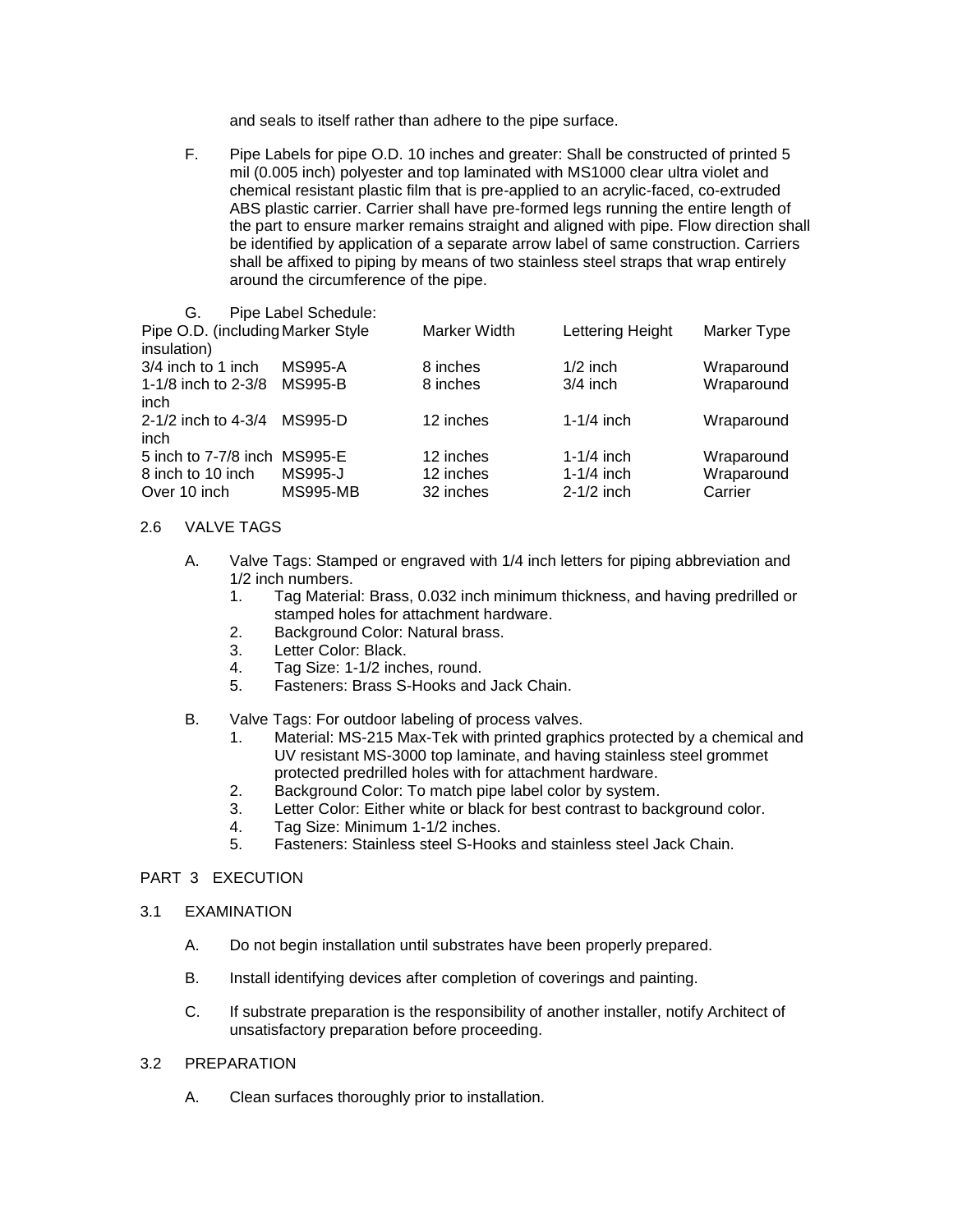and seals to itself rather than adhere to the pipe surface.

F. Pipe Labels for pipe O.D. 10 inches and greater: Shall be constructed of printed 5 mil (0.005 inch) polyester and top laminated with MS1000 clear ultra violet and chemical resistant plastic film that is pre-applied to an acrylic-faced, co-extruded ABS plastic carrier. Carrier shall have pre-formed legs running the entire length of the part to ensure marker remains straight and aligned with pipe. Flow direction shall be identified by application of a separate arrow label of same construction. Carriers shall be affixed to piping by means of two stainless steel straps that wrap entirely around the circumference of the pipe.

G. Pipe Label Schedule:

| Pipe O.D. (including insulation) | Marker Style | Marker Width | Lettering Height | Marker Type |
|---|---|---|---|---|
| 3/4 inch to 1 inch | MS995-A | 8 inches | 1/2 inch | Wraparound |
| 1-1/8 inch to 2-3/8 inch | MS995-B | 8 inches | 3/4 inch | Wraparound |
| 2-1/2 inch to 4-3/4 inch | MS995-D | 12 inches | 1-1/4 inch | Wraparound |
| 5 inch to 7-7/8 inch | MS995-E | 12 inches | 1-1/4 inch | Wraparound |
| 8 inch to 10 inch | MS995-J | 12 inches | 1-1/4 inch | Wraparound |
| Over 10 inch | MS995-MB | 32 inches | 2-1/2 inch | Carrier |

## 2.6 VALVE TAGS

A. Valve Tags: Stamped or engraved with 1/4 inch letters for piping abbreviation and 1/2 inch numbers.
   1. Tag Material: Brass, 0.032 inch minimum thickness, and having predrilled or stamped holes for attachment hardware.
   2. Background Color: Natural brass.
   3. Letter Color: Black.
   4. Tag Size: 1-1/2 inches, round.
   5. Fasteners: Brass S-Hooks and Jack Chain.

B. Valve Tags: For outdoor labeling of process valves.
   1. Material: MS-215 Max-Tek with printed graphics protected by a chemical and UV resistant MS-3000 top laminate, and having stainless steel grommet protected predrilled holes with for attachment hardware.
   2. Background Color: To match pipe label color by system.
   3. Letter Color: Either white or black for best contrast to background color.
   4. Tag Size: Minimum 1-1/2 inches.
   5. Fasteners: Stainless steel S-Hooks and stainless steel Jack Chain.

# PART 3 EXECUTION

## 3.1 EXAMINATION

A. Do not begin installation until substrates have been properly prepared.

B. Install identifying devices after completion of coverings and painting.

C. If substrate preparation is the responsibility of another installer, notify Architect of unsatisfactory preparation before proceeding.

## 3.2 PREPARATION

A. Clean surfaces thoroughly prior to installation.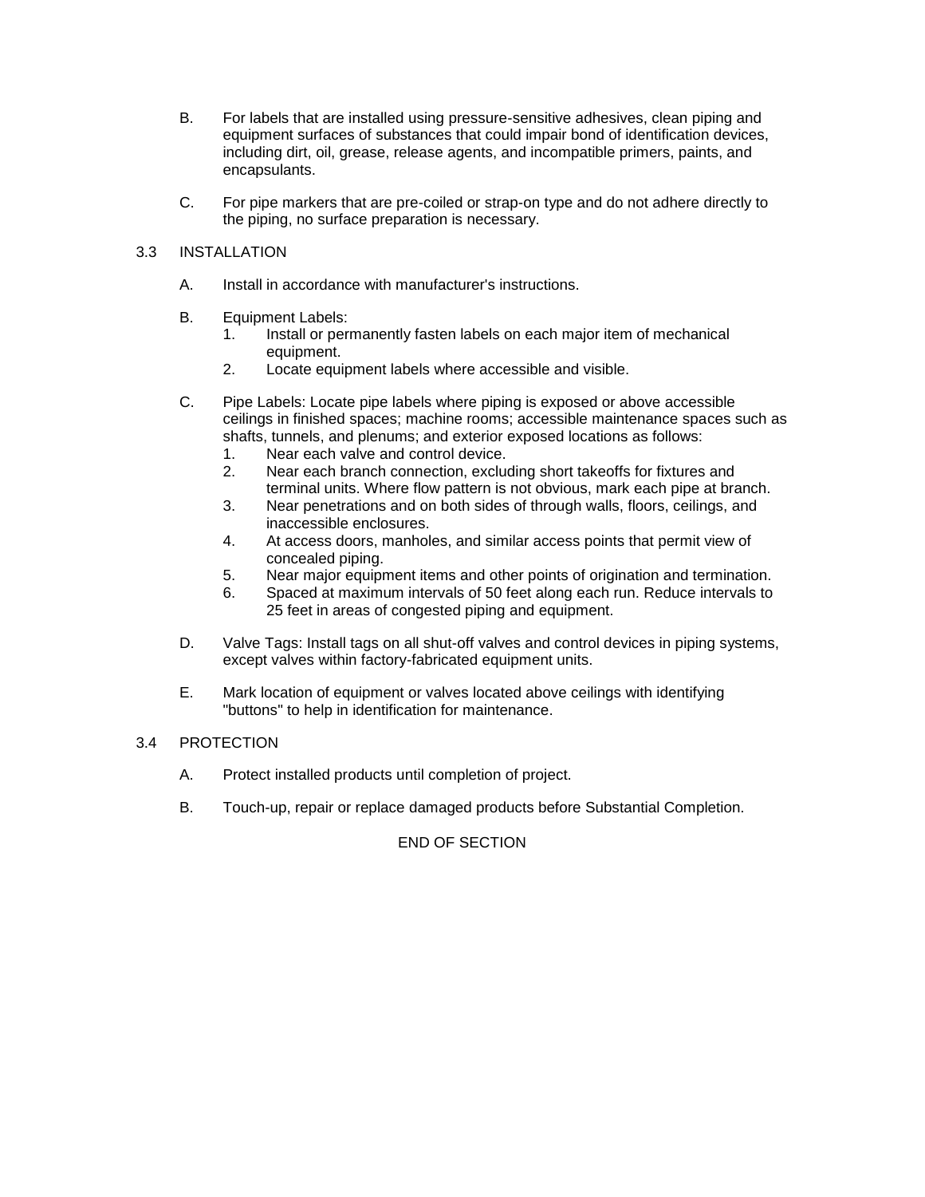B. For labels that are installed using pressure-sensitive adhesives, clean piping and equipment surfaces of substances that could impair bond of identification devices, including dirt, oil, grease, release agents, and incompatible primers, paints, and encapsulants.

C. For pipe markers that are pre-coiled or strap-on type and do not adhere directly to the piping, no surface preparation is necessary.

## 3.3 INSTALLATION

A. Install in accordance with manufacturer's instructions.

B. Equipment Labels:
   1. Install or permanently fasten labels on each major item of mechanical equipment.
   2. Locate equipment labels where accessible and visible.

C. Pipe Labels: Locate pipe labels where piping is exposed or above accessible ceilings in finished spaces; machine rooms; accessible maintenance spaces such as shafts, tunnels, and plenums; and exterior exposed locations as follows:
   1. Near each valve and control device.
   2. Near each branch connection, excluding short takeoffs for fixtures and terminal units. Where flow pattern is not obvious, mark each pipe at branch.
   3. Near penetrations and on both sides of through walls, floors, ceilings, and inaccessible enclosures.
   4. At access doors, manholes, and similar access points that permit view of concealed piping.
   5. Near major equipment items and other points of origination and termination.
   6. Spaced at maximum intervals of 50 feet along each run. Reduce intervals to 25 feet in areas of congested piping and equipment.

D. Valve Tags: Install tags on all shut-off valves and control devices in piping systems, except valves within factory-fabricated equipment units.

E. Mark location of equipment or valves located above ceilings with identifying "buttons" to help in identification for maintenance.

## 3.4 PROTECTION

A. Protect installed products until completion of project.

B. Touch-up, repair or replace damaged products before Substantial Completion.

END OF SECTION